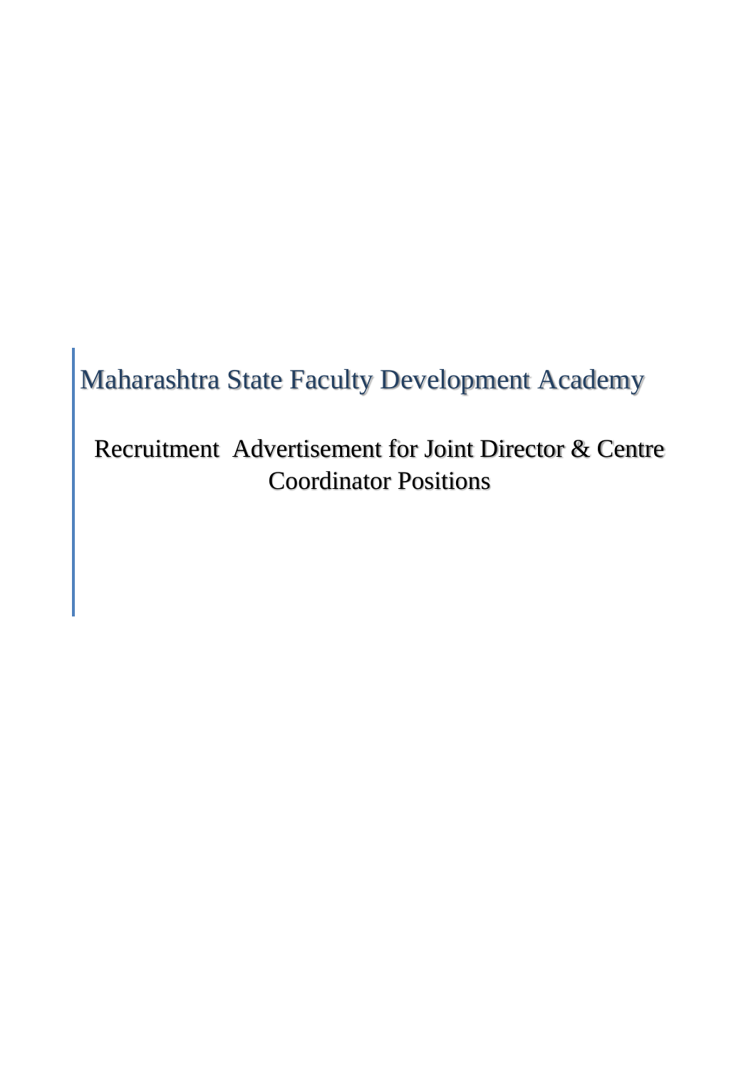# Maharashtra State Faculty Development Academy

## Recruitment Advertisement for Joint Director & Centre Coordinator Positions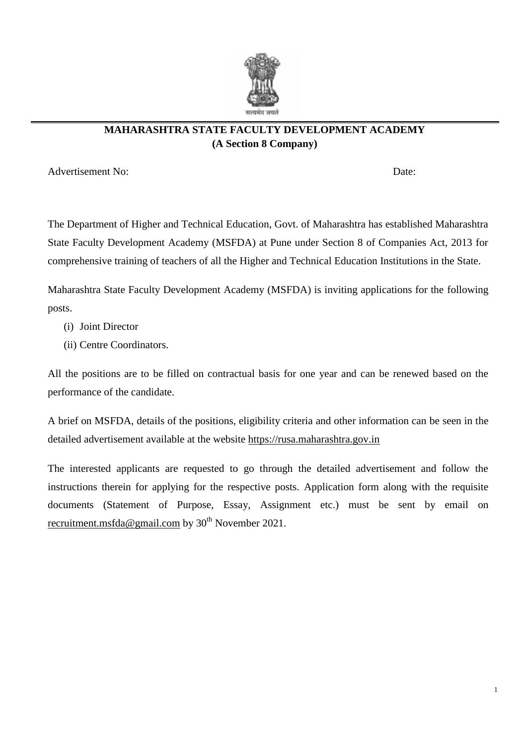# MAHARASHTRA STATE FACULTY DEVELOPMENT ACADEMY
## (A Section 8 Company)

Advertisement No: Date:

The Department of Higher and Technical Education, Govt. of Maharashtra has established Maharashtra State Faculty Development Academy (MSFDA) at Pune under Section 8 of Companies Act, 2013 for comprehensive training of teachers of all the Higher and Technical Education Institutions in the State.

Maharashtra State Faculty Development Academy (MSFDA) is inviting applications for the following posts.

(i) Joint Director
(ii) Centre Coordinators.

All the positions are to be filled on contractual basis for one year and can be renewed based on the performance of the candidate.

A brief on MSFDA, details of the positions, eligibility criteria and other information can be seen in the detailed advertisement available at the website https://rusa.maharashtra.gov.in

The interested applicants are requested to go through the detailed advertisement and follow the instructions therein for applying for the respective posts. Application form along with the requisite documents (Statement of Purpose, Essay, Assignment etc.) must be sent by email on recruitment.msfda@gmail.com by 30th November 2021.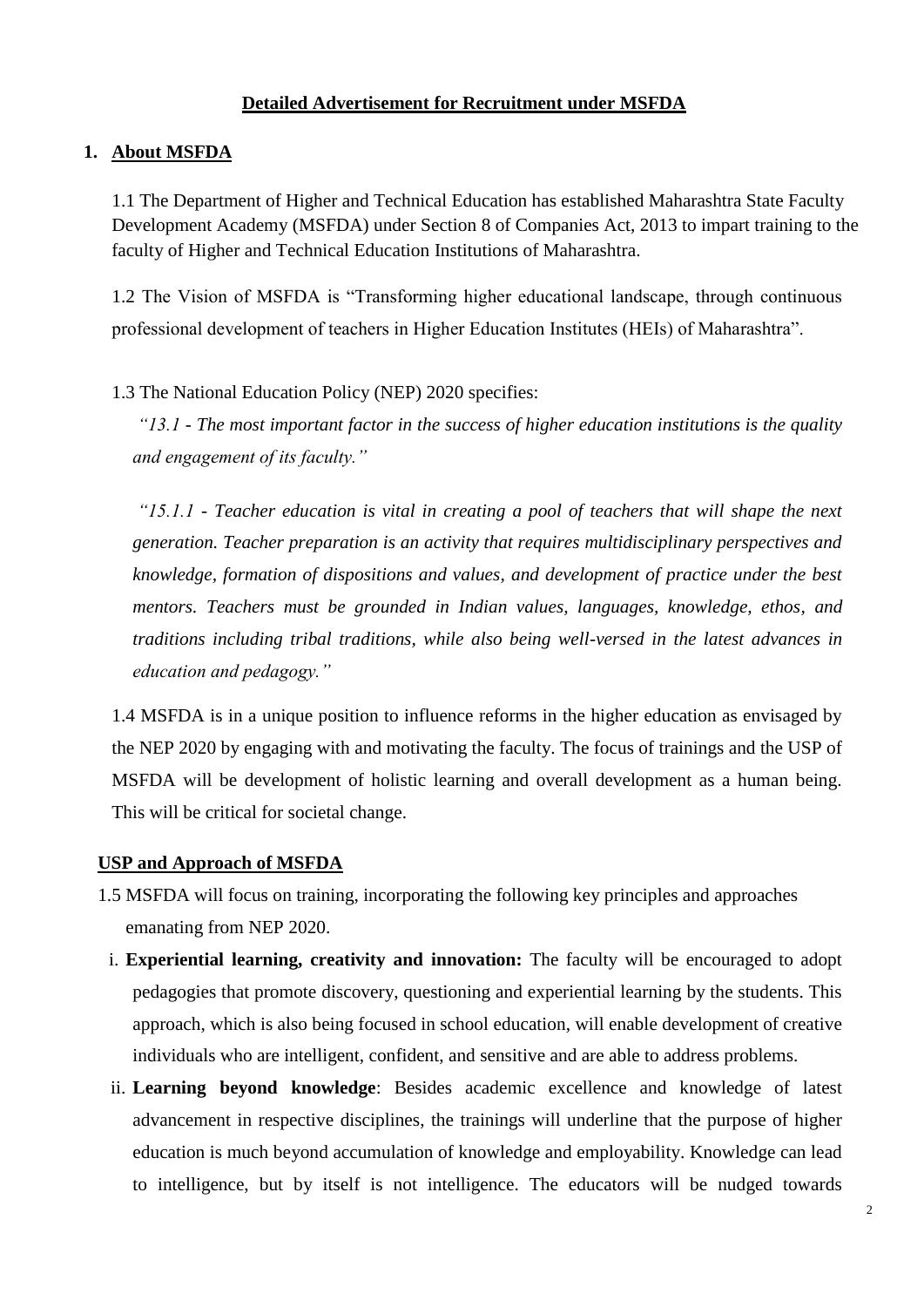## Detailed Advertisement for Recruitment under MSFDA

### 1. About MSFDA

1.1 The Department of Higher and Technical Education has established Maharashtra State Faculty Development Academy (MSFDA) under Section 8 of Companies Act, 2013 to impart training to the faculty of Higher and Technical Education Institutions of Maharashtra.

1.2 The Vision of MSFDA is "Transforming higher educational landscape, through continuous professional development of teachers in Higher Education Institutes (HEIs) of Maharashtra".

1.3 The National Education Policy (NEP) 2020 specifies:

*"13.1 - The most important factor in the success of higher education institutions is the quality and engagement of its faculty."*

*"15.1.1 - Teacher education is vital in creating a pool of teachers that will shape the next generation. Teacher preparation is an activity that requires multidisciplinary perspectives and knowledge, formation of dispositions and values, and development of practice under the best mentors. Teachers must be grounded in Indian values, languages, knowledge, ethos, and traditions including tribal traditions, while also being well-versed in the latest advances in education and pedagogy."*

1.4 MSFDA is in a unique position to influence reforms in the higher education as envisaged by the NEP 2020 by engaging with and motivating the faculty. The focus of trainings and the USP of MSFDA will be development of holistic learning and overall development as a human being. This will be critical for societal change.

### USP and Approach of MSFDA

1.5 MSFDA will focus on training, incorporating the following key principles and approaches emanating from NEP 2020.

i. **Experiential learning, creativity and innovation:** The faculty will be encouraged to adopt pedagogies that promote discovery, questioning and experiential learning by the students. This approach, which is also being focused in school education, will enable development of creative individuals who are intelligent, confident, and sensitive and are able to address problems.

ii. **Learning beyond knowledge**: Besides academic excellence and knowledge of latest advancement in respective disciplines, the trainings will underline that the purpose of higher education is much beyond accumulation of knowledge and employability. Knowledge can lead to intelligence, but by itself is not intelligence. The educators will be nudged towards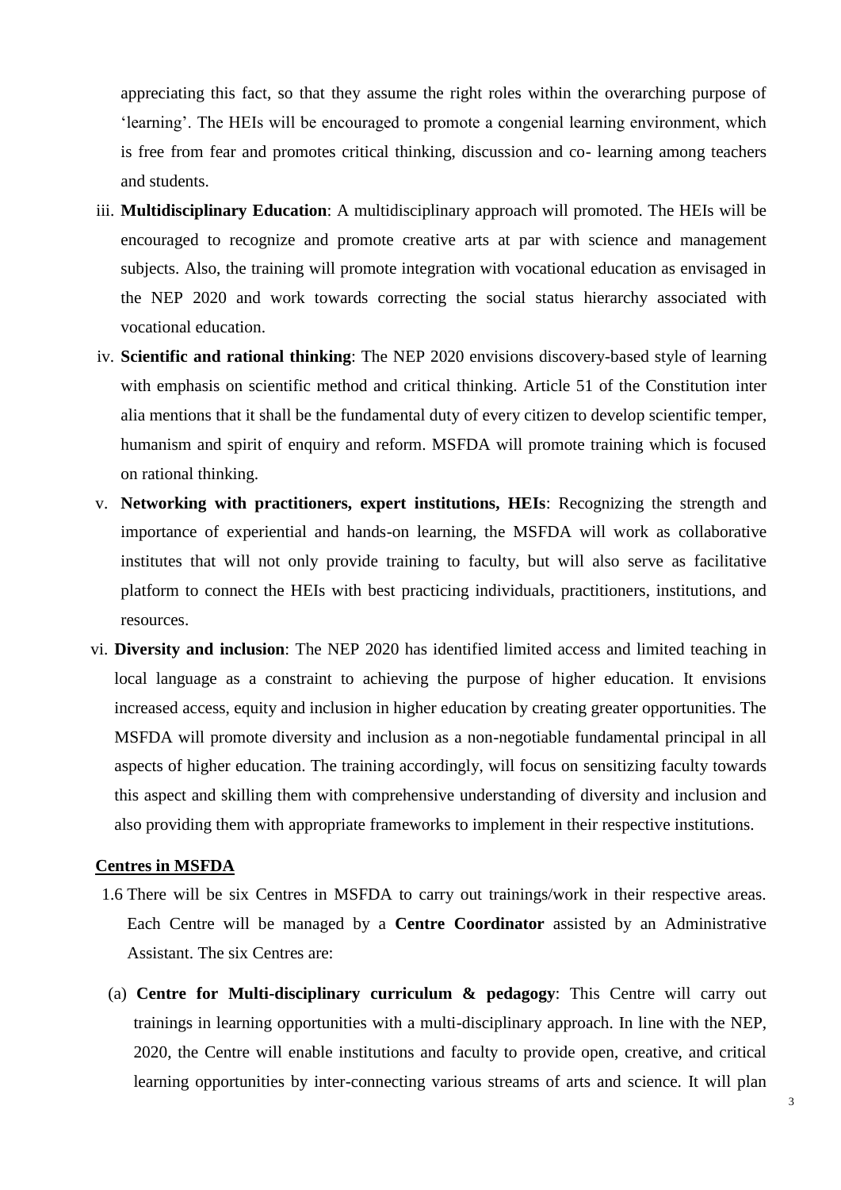appreciating this fact, so that they assume the right roles within the overarching purpose of 'learning'. The HEIs will be encouraged to promote a congenial learning environment, which is free from fear and promotes critical thinking, discussion and co- learning among teachers and students.

iii. **Multidisciplinary Education**: A multidisciplinary approach will promoted. The HEIs will be encouraged to recognize and promote creative arts at par with science and management subjects. Also, the training will promote integration with vocational education as envisaged in the NEP 2020 and work towards correcting the social status hierarchy associated with vocational education.

iv. **Scientific and rational thinking**: The NEP 2020 envisions discovery-based style of learning with emphasis on scientific method and critical thinking. Article 51 of the Constitution inter alia mentions that it shall be the fundamental duty of every citizen to develop scientific temper, humanism and spirit of enquiry and reform. MSFDA will promote training which is focused on rational thinking.

v. **Networking with practitioners, expert institutions, HEIs**: Recognizing the strength and importance of experiential and hands-on learning, the MSFDA will work as collaborative institutes that will not only provide training to faculty, but will also serve as facilitative platform to connect the HEIs with best practicing individuals, practitioners, institutions, and resources.

vi. **Diversity and inclusion**: The NEP 2020 has identified limited access and limited teaching in local language as a constraint to achieving the purpose of higher education. It envisions increased access, equity and inclusion in higher education by creating greater opportunities. The MSFDA will promote diversity and inclusion as a non-negotiable fundamental principal in all aspects of higher education. The training accordingly, will focus on sensitizing faculty towards this aspect and skilling them with comprehensive understanding of diversity and inclusion and also providing them with appropriate frameworks to implement in their respective institutions.

**<u>Centres in MSFDA</u>**

1.6 There will be six Centres in MSFDA to carry out trainings/work in their respective areas. Each Centre will be managed by a **Centre Coordinator** assisted by an Administrative Assistant. The six Centres are:

(a) **Centre for Multi-disciplinary curriculum & pedagogy**: This Centre will carry out trainings in learning opportunities with a multi-disciplinary approach. In line with the NEP, 2020, the Centre will enable institutions and faculty to provide open, creative, and critical learning opportunities by inter-connecting various streams of arts and science. It will plan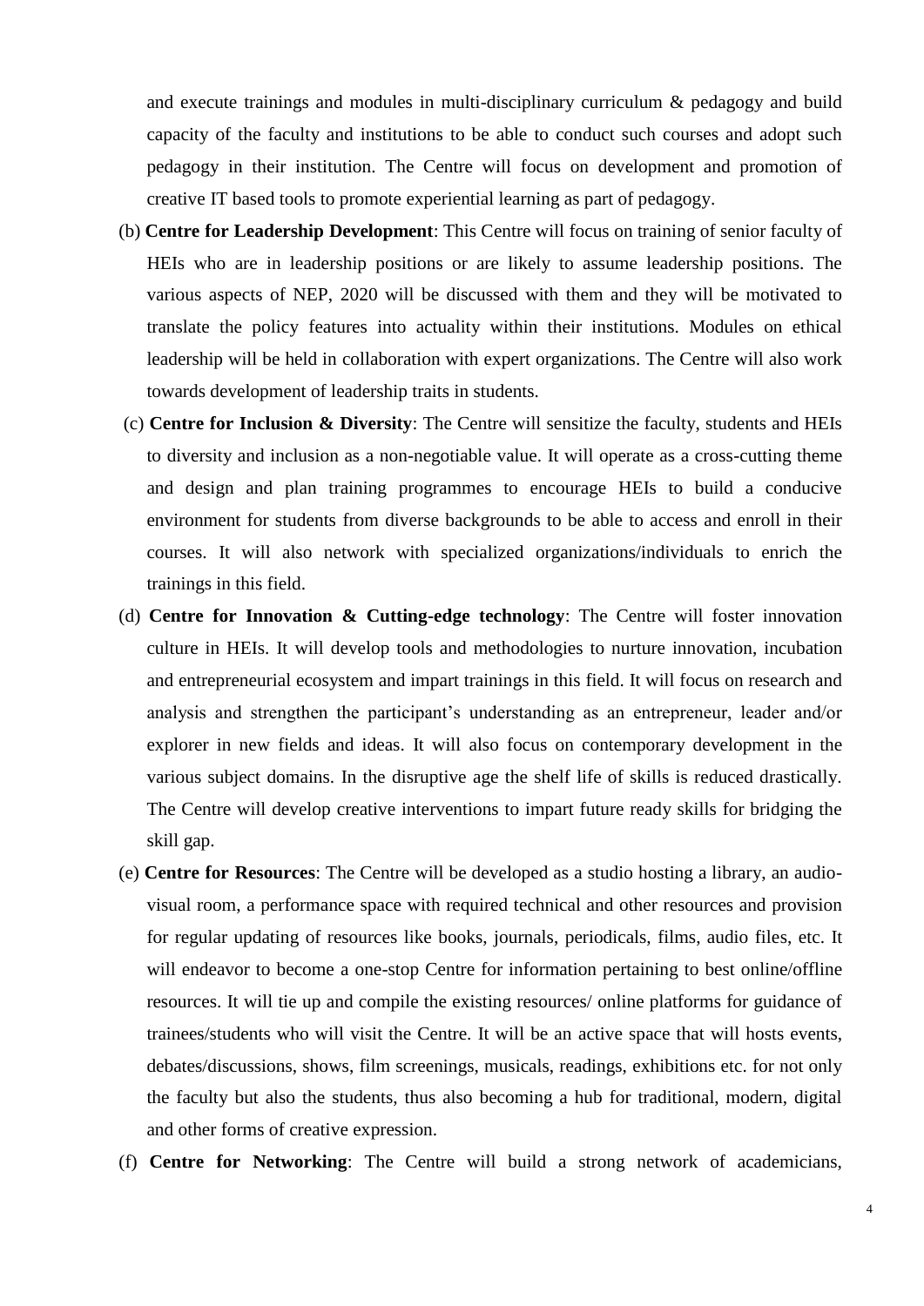and execute trainings and modules in multi-disciplinary curriculum & pedagogy and build capacity of the faculty and institutions to be able to conduct such courses and adopt such pedagogy in their institution. The Centre will focus on development and promotion of creative IT based tools to promote experiential learning as part of pedagogy.

(b) **Centre for Leadership Development**: This Centre will focus on training of senior faculty of HEIs who are in leadership positions or are likely to assume leadership positions. The various aspects of NEP, 2020 will be discussed with them and they will be motivated to translate the policy features into actuality within their institutions. Modules on ethical leadership will be held in collaboration with expert organizations. The Centre will also work towards development of leadership traits in students.

(c) **Centre for Inclusion & Diversity**: The Centre will sensitize the faculty, students and HEIs to diversity and inclusion as a non-negotiable value. It will operate as a cross-cutting theme and design and plan training programmes to encourage HEIs to build a conducive environment for students from diverse backgrounds to be able to access and enroll in their courses. It will also network with specialized organizations/individuals to enrich the trainings in this field.

(d) **Centre for Innovation & Cutting-edge technology**: The Centre will foster innovation culture in HEIs. It will develop tools and methodologies to nurture innovation, incubation and entrepreneurial ecosystem and impart trainings in this field. It will focus on research and analysis and strengthen the participant's understanding as an entrepreneur, leader and/or explorer in new fields and ideas. It will also focus on contemporary development in the various subject domains. In the disruptive age the shelf life of skills is reduced drastically. The Centre will develop creative interventions to impart future ready skills for bridging the skill gap.

(e) **Centre for Resources**: The Centre will be developed as a studio hosting a library, an audio-visual room, a performance space with required technical and other resources and provision for regular updating of resources like books, journals, periodicals, films, audio files, etc. It will endeavor to become a one-stop Centre for information pertaining to best online/offline resources. It will tie up and compile the existing resources/ online platforms for guidance of trainees/students who will visit the Centre. It will be an active space that will hosts events, debates/discussions, shows, film screenings, musicals, readings, exhibitions etc. for not only the faculty but also the students, thus also becoming a hub for traditional, modern, digital and other forms of creative expression.

(f) **Centre for Networking**: The Centre will build a strong network of academicians,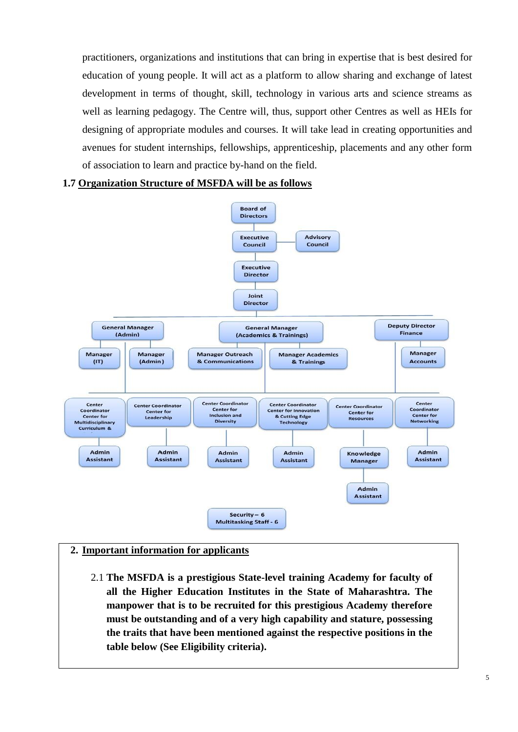practitioners, organizations and institutions that can bring in expertise that is best desired for education of young people. It will act as a platform to allow sharing and exchange of latest development in terms of thought, skill, technology in various arts and science streams as well as learning pedagogy. The Centre will, thus, support other Centres as well as HEIs for designing of appropriate modules and courses. It will take lead in creating opportunities and avenues for student internships, fellowships, apprenticeship, placements and any other form of association to learn and practice by-hand on the field.

**1.7 Organization Structure of MSFDA will be as follows**

- Board of Directors
  - Executive Council — Advisory Council
    - Executive Director
      - Joint Director
        - General Manager (Admin)
          - Manager (IT)
          - Manager (Admin)
        - General Manager (Academics & Trainings)
          - Manager Outreach & Communications
          - Manager Academics & Trainings
        - Deputy Director Finance
          - Manager Accounts
        - Center Coordinator Center for Multidisciplinary Curriculum &
          - Admin Assistant
        - Center Coordinator Center for Leadership
          - Admin Assistant
        - Center Coordinator Center for Inclusion and Diversity
          - Admin Assistant
        - Center Coordinator Center for Innovation & Cutting Edge Technology
          - Admin Assistant
        - Center Coordinator Center for Resources
          - Knowledge Manager
            - Admin Assistant
        - Center Coordinator Center for Networking
          - Admin Assistant

Security – 6
Multitasking Staff - 6

**2. Important information for applicants**

2.1 **The MSFDA is a prestigious State-level training Academy for faculty of all the Higher Education Institutes in the State of Maharashtra. The manpower that is to be recruited for this prestigious Academy therefore must be outstanding and of a very high capability and stature, possessing the traits that have been mentioned against the respective positions in the table below (See Eligibility criteria).**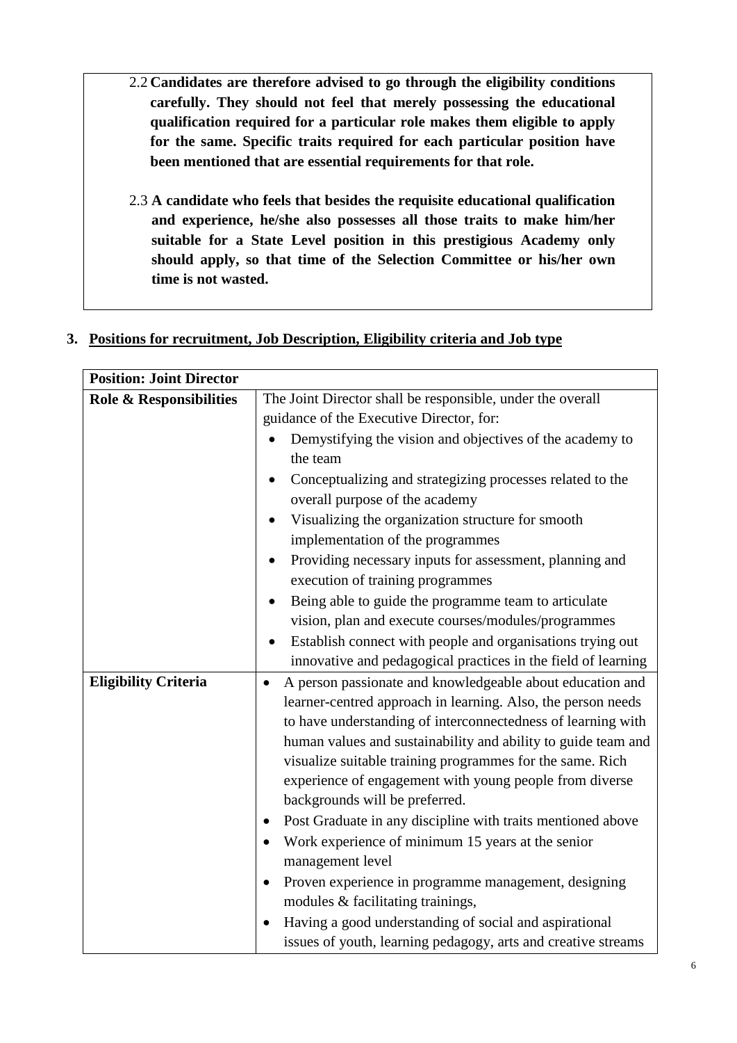**2.2 Candidates are therefore advised to go through the eligibility conditions carefully. They should not feel that merely possessing the educational qualification required for a particular role makes them eligible to apply for the same. Specific traits required for each particular position have been mentioned that are essential requirements for that role.**

**2.3 A candidate who feels that besides the requisite educational qualification and experience, he/she also possesses all those traits to make him/her suitable for a State Level position in this prestigious Academy only should apply, so that time of the Selection Committee or his/her own time is not wasted.**

## 3. Positions for recruitment, Job Description, Eligibility criteria and Job type

| **Position: Joint Director** | |
|---|---|
| **Role & Responsibilities** | The Joint Director shall be responsible, under the overall guidance of the Executive Director, for:<br>• Demystifying the vision and objectives of the academy to the team<br>• Conceptualizing and strategizing processes related to the overall purpose of the academy<br>• Visualizing the organization structure for smooth implementation of the programmes<br>• Providing necessary inputs for assessment, planning and execution of training programmes<br>• Being able to guide the programme team to articulate vision, plan and execute courses/modules/programmes<br>• Establish connect with people and organisations trying out innovative and pedagogical practices in the field of learning |
| **Eligibility Criteria** | • A person passionate and knowledgeable about education and learner-centred approach in learning. Also, the person needs to have understanding of interconnectedness of learning with human values and sustainability and ability to guide team and visualize suitable training programmes for the same. Rich experience of engagement with young people from diverse backgrounds will be preferred.<br>• Post Graduate in any discipline with traits mentioned above<br>• Work experience of minimum 15 years at the senior management level<br>• Proven experience in programme management, designing modules & facilitating trainings,<br>• Having a good understanding of social and aspirational issues of youth, learning pedagogy, arts and creative streams |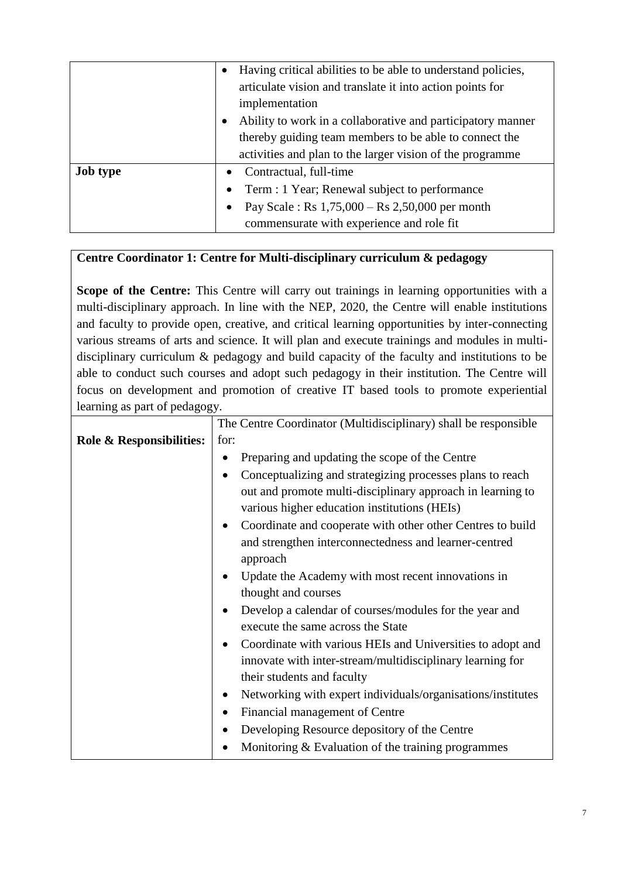| | |
|---|---|
| | • Having critical abilities to be able to understand policies, articulate vision and translate it into action points for implementation<br>• Ability to work in a collaborative and participatory manner thereby guiding team members to be able to connect the activities and plan to the larger vision of the programme |
| **Job type** | • Contractual, full-time<br>• Term : 1 Year; Renewal subject to performance<br>• Pay Scale : Rs 1,75,000 – Rs 2,50,000 per month commensurate with experience and role fit |

| **Centre Coordinator 1: Centre for Multi-disciplinary curriculum & pedagogy**<br><br>**Scope of the Centre:** This Centre will carry out trainings in learning opportunities with a multi-disciplinary approach. In line with the NEP, 2020, the Centre will enable institutions and faculty to provide open, creative, and critical learning opportunities by inter-connecting various streams of arts and science. It will plan and execute trainings and modules in multi-disciplinary curriculum & pedagogy and build capacity of the faculty and institutions to be able to conduct such courses and adopt such pedagogy in their institution. The Centre will focus on development and promotion of creative IT based tools to promote experiential learning as part of pedagogy. | |
|---|---|
| **Role & Responsibilities:** | The Centre Coordinator (Multidisciplinary) shall be responsible for:<br>• Preparing and updating the scope of the Centre<br>• Conceptualizing and strategizing processes plans to reach out and promote multi-disciplinary approach in learning to various higher education institutions (HEIs)<br>• Coordinate and cooperate with other other Centres to build and strengthen interconnectedness and learner-centred approach<br>• Update the Academy with most recent innovations in thought and courses<br>• Develop a calendar of courses/modules for the year and execute the same across the State<br>• Coordinate with various HEIs and Universities to adopt and innovate with inter-stream/multidisciplinary learning for their students and faculty<br>• Networking with expert individuals/organisations/institutes<br>• Financial management of Centre<br>• Developing Resource depository of the Centre<br>• Monitoring & Evaluation of the training programmes |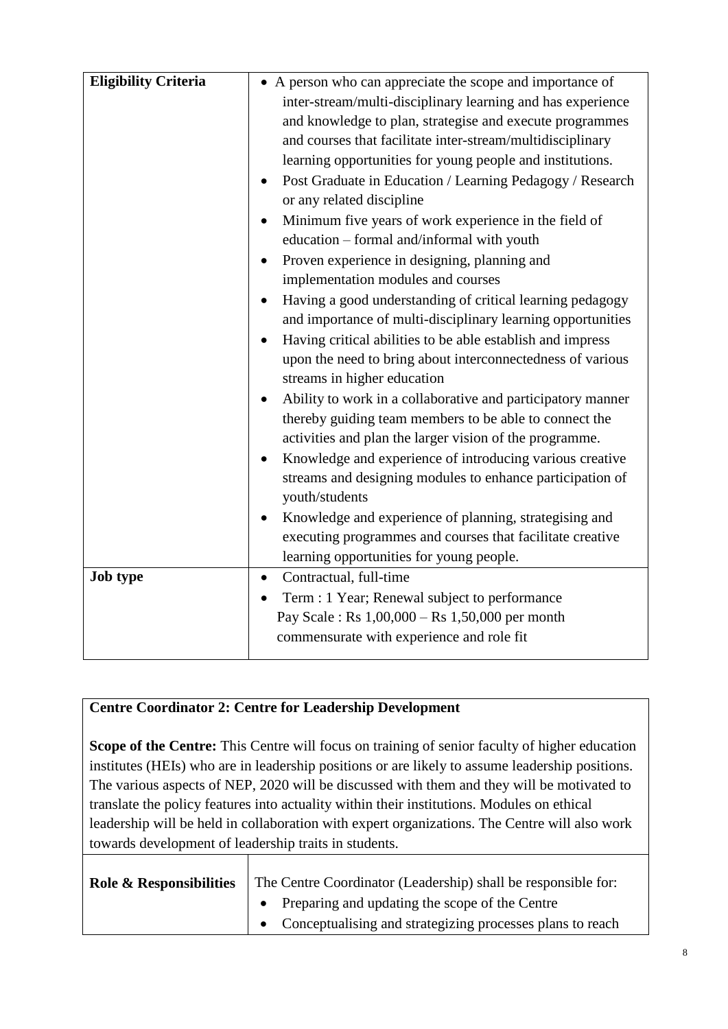| **Eligibility Criteria** | <ul><li>A person who can appreciate the scope and importance of inter-stream/multi-disciplinary learning and has experience and knowledge to plan, strategise and execute programmes and courses that facilitate inter-stream/multidisciplinary learning opportunities for young people and institutions.</li><li>Post Graduate in Education / Learning Pedagogy / Research or any related discipline</li><li>Minimum five years of work experience in the field of education – formal and/informal with youth</li><li>Proven experience in designing, planning and implementation modules and courses</li><li>Having a good understanding of critical learning pedagogy and importance of multi-disciplinary learning opportunities</li><li>Having critical abilities to be able establish and impress upon the need to bring about interconnectedness of various streams in higher education</li><li>Ability to work in a collaborative and participatory manner thereby guiding team members to be able to connect the activities and plan the larger vision of the programme.</li><li>Knowledge and experience of introducing various creative streams and designing modules to enhance participation of youth/students</li><li>Knowledge and experience of planning, strategising and executing programmes and courses that facilitate creative learning opportunities for young people.</li></ul> |
|---|---|
| **Job type** | <ul><li>Contractual, full-time</li><li>Term : 1 Year; Renewal subject to performance</li></ul>Pay Scale : Rs 1,00,000 – Rs 1,50,000 per month commensurate with experience and role fit |

**Centre Coordinator 2: Centre for Leadership Development**

**Scope of the Centre:** This Centre will focus on training of senior faculty of higher education institutes (HEIs) who are in leadership positions or are likely to assume leadership positions. The various aspects of NEP, 2020 will be discussed with them and they will be motivated to translate the policy features into actuality within their institutions. Modules on ethical leadership will be held in collaboration with expert organizations. The Centre will also work towards development of leadership traits in students.

| **Role & Responsibilities** | The Centre Coordinator (Leadership) shall be responsible for:<ul><li>Preparing and updating the scope of the Centre</li><li>Conceptualising and strategizing processes plans to reach</li></ul> |
|---|---|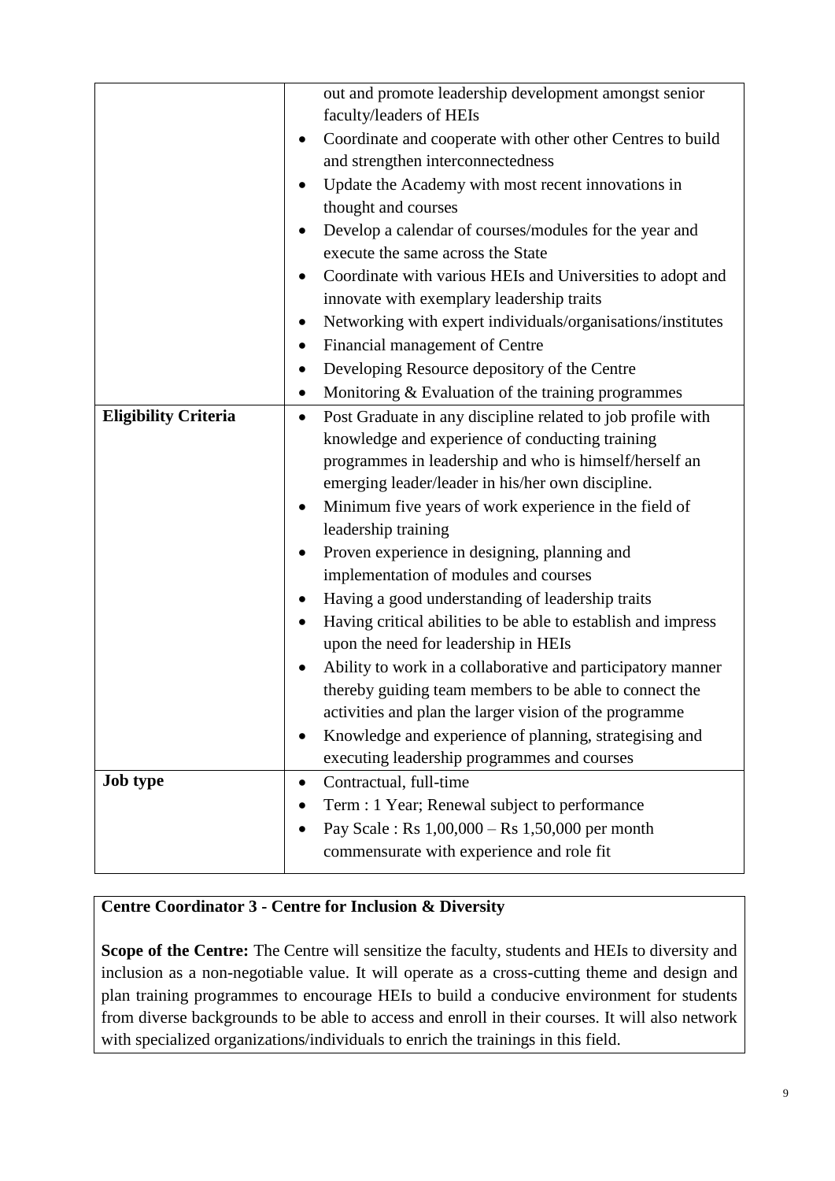| | |
|---|---|
| | out and promote leadership development amongst senior faculty/leaders of HEIs<br>• Coordinate and cooperate with other other Centres to build and strengthen interconnectedness<br>• Update the Academy with most recent innovations in thought and courses<br>• Develop a calendar of courses/modules for the year and execute the same across the State<br>• Coordinate with various HEIs and Universities to adopt and innovate with exemplary leadership traits<br>• Networking with expert individuals/organisations/institutes<br>• Financial management of Centre<br>• Developing Resource depository of the Centre<br>• Monitoring & Evaluation of the training programmes |
| **Eligibility Criteria** | • Post Graduate in any discipline related to job profile with knowledge and experience of conducting training programmes in leadership and who is himself/herself an emerging leader/leader in his/her own discipline.<br>• Minimum five years of work experience in the field of leadership training<br>• Proven experience in designing, planning and implementation of modules and courses<br>• Having a good understanding of leadership traits<br>• Having critical abilities to be able to establish and impress upon the need for leadership in HEIs<br>• Ability to work in a collaborative and participatory manner thereby guiding team members to be able to connect the activities and plan the larger vision of the programme<br>• Knowledge and experience of planning, strategising and executing leadership programmes and courses |
| **Job type** | • Contractual, full-time<br>• Term : 1 Year; Renewal subject to performance<br>• Pay Scale : Rs 1,00,000 – Rs 1,50,000 per month commensurate with experience and role fit |

**Centre Coordinator 3 - Centre for Inclusion & Diversity**

**Scope of the Centre:** The Centre will sensitize the faculty, students and HEIs to diversity and inclusion as a non-negotiable value. It will operate as a cross-cutting theme and design and plan training programmes to encourage HEIs to build a conducive environment for students from diverse backgrounds to be able to access and enroll in their courses. It will also network with specialized organizations/individuals to enrich the trainings in this field.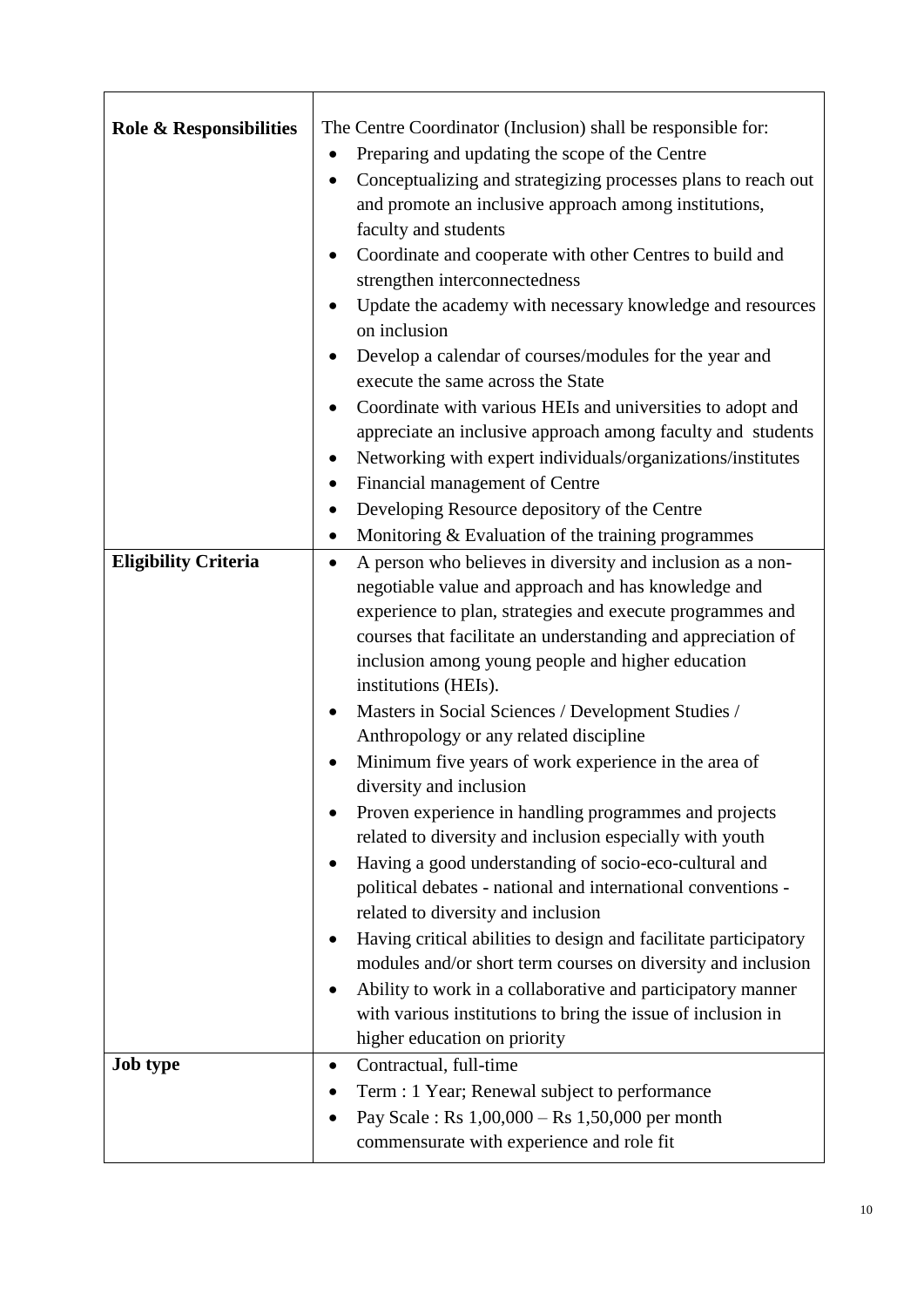| | |
|---|---|
| **Role & Responsibilities** | The Centre Coordinator (Inclusion) shall be responsible for:<br>• Preparing and updating the scope of the Centre<br>• Conceptualizing and strategizing processes plans to reach out and promote an inclusive approach among institutions, faculty and students<br>• Coordinate and cooperate with other Centres to build and strengthen interconnectedness<br>• Update the academy with necessary knowledge and resources on inclusion<br>• Develop a calendar of courses/modules for the year and execute the same across the State<br>• Coordinate with various HEIs and universities to adopt and appreciate an inclusive approach among faculty and students<br>• Networking with expert individuals/organizations/institutes<br>• Financial management of Centre<br>• Developing Resource depository of the Centre<br>• Monitoring & Evaluation of the training programmes |
| **Eligibility Criteria** | • A person who believes in diversity and inclusion as a non-negotiable value and approach and has knowledge and experience to plan, strategies and execute programmes and courses that facilitate an understanding and appreciation of inclusion among young people and higher education institutions (HEIs).<br>• Masters in Social Sciences / Development Studies / Anthropology or any related discipline<br>• Minimum five years of work experience in the area of diversity and inclusion<br>• Proven experience in handling programmes and projects related to diversity and inclusion especially with youth<br>• Having a good understanding of socio-eco-cultural and political debates - national and international conventions - related to diversity and inclusion<br>• Having critical abilities to design and facilitate participatory modules and/or short term courses on diversity and inclusion<br>• Ability to work in a collaborative and participatory manner with various institutions to bring the issue of inclusion in higher education on priority |
| **Job type** | • Contractual, full-time<br>• Term : 1 Year; Renewal subject to performance<br>• Pay Scale : Rs 1,00,000 – Rs 1,50,000 per month commensurate with experience and role fit |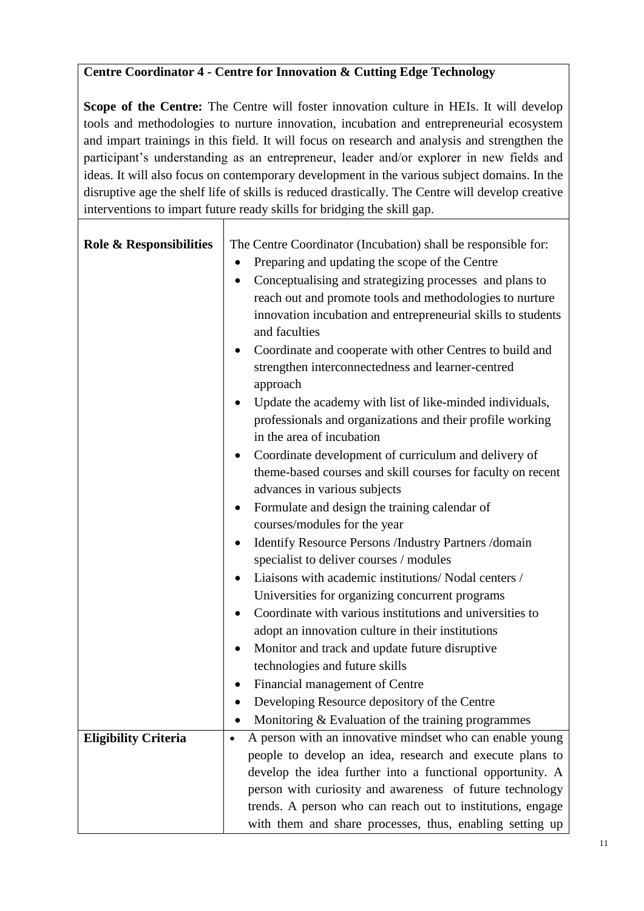**Centre Coordinator 4 - Centre for Innovation & Cutting Edge Technology**

**Scope of the Centre:** The Centre will foster innovation culture in HEIs. It will develop tools and methodologies to nurture innovation, incubation and entrepreneurial ecosystem and impart trainings in this field. It will focus on research and analysis and strengthen the participant's understanding as an entrepreneur, leader and/or explorer in new fields and ideas. It will also focus on contemporary development in the various subject domains. In the disruptive age the shelf life of skills is reduced drastically. The Centre will develop creative interventions to impart future ready skills for bridging the skill gap.

| | |
|---|---|
| **Role & Responsibilities** | The Centre Coordinator (Incubation) shall be responsible for:<br>• Preparing and updating the scope of the Centre<br>• Conceptualising and strategizing processes and plans to reach out and promote tools and methodologies to nurture innovation incubation and entrepreneurial skills to students and faculties<br>• Coordinate and cooperate with other Centres to build and strengthen interconnectedness and learner-centred approach<br>• Update the academy with list of like-minded individuals, professionals and organizations and their profile working in the area of incubation<br>• Coordinate development of curriculum and delivery of theme-based courses and skill courses for faculty on recent advances in various subjects<br>• Formulate and design the training calendar of courses/modules for the year<br>• Identify Resource Persons /Industry Partners /domain specialist to deliver courses / modules<br>• Liaisons with academic institutions/ Nodal centers / Universities for organizing concurrent programs<br>• Coordinate with various institutions and universities to adopt an innovation culture in their institutions<br>• Monitor and track and update future disruptive technologies and future skills<br>• Financial management of Centre<br>• Developing Resource depository of the Centre<br>• Monitoring & Evaluation of the training programmes |
| **Eligibility Criteria** | • A person with an innovative mindset who can enable young people to develop an idea, research and execute plans to develop the idea further into a functional opportunity. A person with curiosity and awareness of future technology trends. A person who can reach out to institutions, engage with them and share processes, thus, enabling setting up |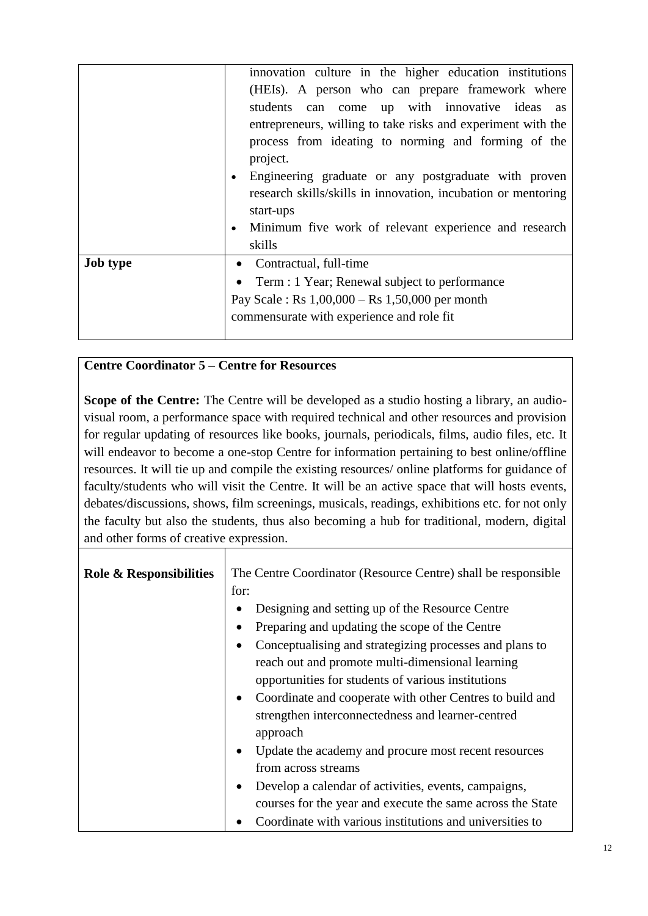| | |
|---|---|
| | innovation culture in the higher education institutions (HEIs). A person who can prepare framework where students can come up with innovative ideas as entrepreneurs, willing to take risks and experiment with the process from ideating to norming and forming of the project.<br>• Engineering graduate or any postgraduate with proven research skills/skills in innovation, incubation or mentoring start-ups<br>• Minimum five work of relevant experience and research skills |
| **Job type** | • Contractual, full-time<br>• Term : 1 Year; Renewal subject to performance<br>Pay Scale : Rs 1,00,000 – Rs 1,50,000 per month commensurate with experience and role fit |

**Centre Coordinator 5 – Centre for Resources**

**Scope of the Centre:** The Centre will be developed as a studio hosting a library, an audio-visual room, a performance space with required technical and other resources and provision for regular updating of resources like books, journals, periodicals, films, audio files, etc. It will endeavor to become a one-stop Centre for information pertaining to best online/offline resources. It will tie up and compile the existing resources/ online platforms for guidance of faculty/students who will visit the Centre. It will be an active space that will hosts events, debates/discussions, shows, film screenings, musicals, readings, exhibitions etc. for not only the faculty but also the students, thus also becoming a hub for traditional, modern, digital and other forms of creative expression.

| | |
|---|---|
| **Role & Responsibilities** | The Centre Coordinator (Resource Centre) shall be responsible for:<br>• Designing and setting up of the Resource Centre<br>• Preparing and updating the scope of the Centre<br>• Conceptualising and strategizing processes and plans to reach out and promote multi-dimensional learning opportunities for students of various institutions<br>• Coordinate and cooperate with other Centres to build and strengthen interconnectedness and learner-centred approach<br>• Update the academy and procure most recent resources from across streams<br>• Develop a calendar of activities, events, campaigns, courses for the year and execute the same across the State<br>• Coordinate with various institutions and universities to |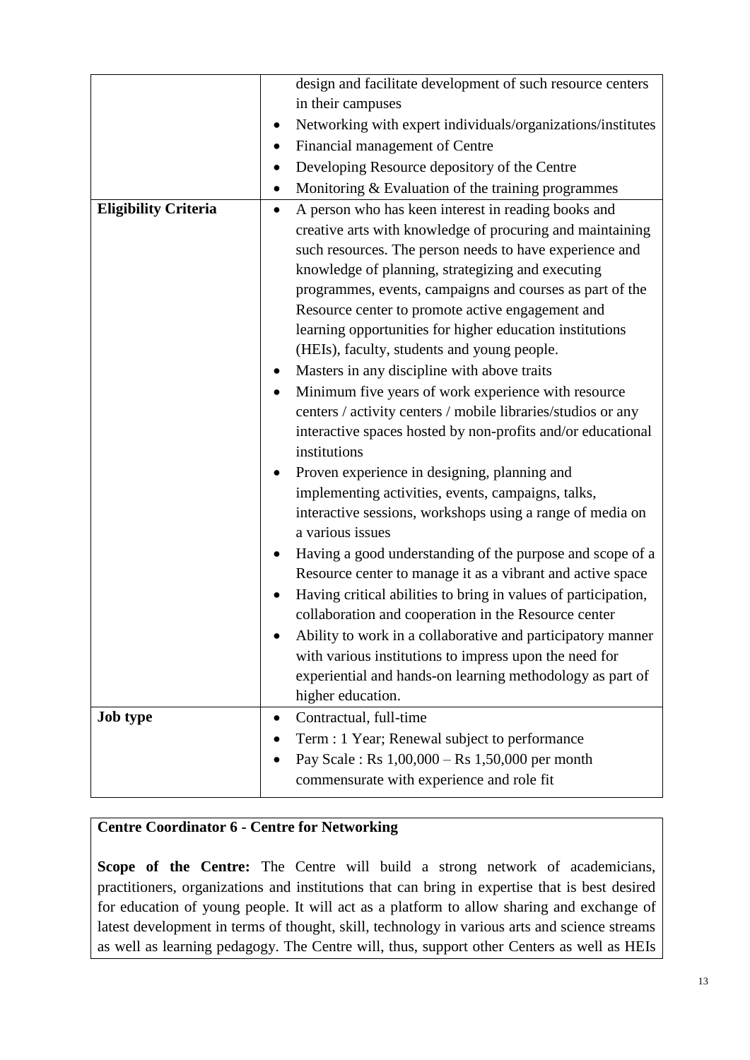| | |
|---|---|
| | design and facilitate development of such resource centers in their campuses<br>• Networking with expert individuals/organizations/institutes<br>• Financial management of Centre<br>• Developing Resource depository of the Centre<br>• Monitoring & Evaluation of the training programmes |
| **Eligibility Criteria** | • A person who has keen interest in reading books and creative arts with knowledge of procuring and maintaining such resources. The person needs to have experience and knowledge of planning, strategizing and executing programmes, events, campaigns and courses as part of the Resource center to promote active engagement and learning opportunities for higher education institutions (HEIs), faculty, students and young people.<br>• Masters in any discipline with above traits<br>• Minimum five years of work experience with resource centers / activity centers / mobile libraries/studios or any interactive spaces hosted by non-profits and/or educational institutions<br>• Proven experience in designing, planning and implementing activities, events, campaigns, talks, interactive sessions, workshops using a range of media on a various issues<br>• Having a good understanding of the purpose and scope of a Resource center to manage it as a vibrant and active space<br>• Having critical abilities to bring in values of participation, collaboration and cooperation in the Resource center<br>• Ability to work in a collaborative and participatory manner with various institutions to impress upon the need for experiential and hands-on learning methodology as part of higher education. |
| **Job type** | • Contractual, full-time<br>• Term : 1 Year; Renewal subject to performance<br>• Pay Scale : Rs 1,00,000 – Rs 1,50,000 per month commensurate with experience and role fit |

**Centre Coordinator 6 - Centre for Networking**

**Scope of the Centre:** The Centre will build a strong network of academicians, practitioners, organizations and institutions that can bring in expertise that is best desired for education of young people. It will act as a platform to allow sharing and exchange of latest development in terms of thought, skill, technology in various arts and science streams as well as learning pedagogy. The Centre will, thus, support other Centers as well as HEIs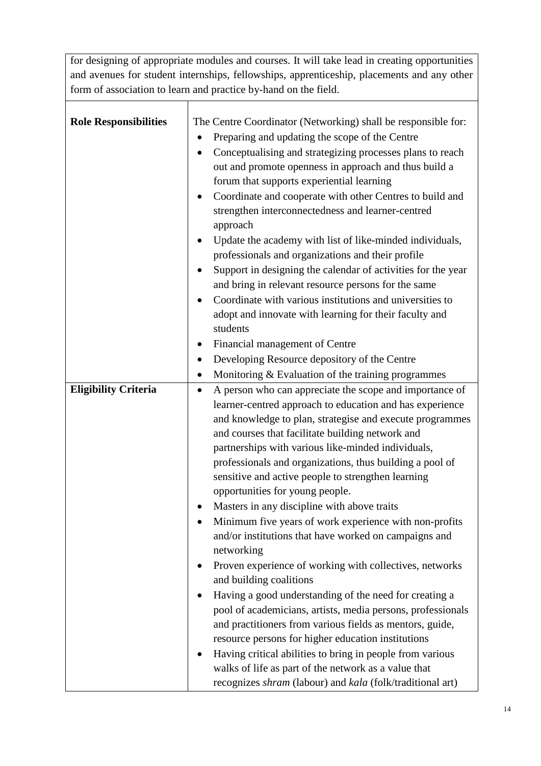| for designing of appropriate modules and courses. It will take lead in creating opportunities and avenues for student internships, fellowships, apprenticeship, placements and any other form of association to learn and practice by-hand on the field. | |
|---|---|
| **Role Responsibilities** | The Centre Coordinator (Networking) shall be responsible for:<br>• Preparing and updating the scope of the Centre<br>• Conceptualising and strategizing processes plans to reach out and promote openness in approach and thus build a forum that supports experiential learning<br>• Coordinate and cooperate with other Centres to build and strengthen interconnectedness and learner-centred approach<br>• Update the academy with list of like-minded individuals, professionals and organizations and their profile<br>• Support in designing the calendar of activities for the year and bring in relevant resource persons for the same<br>• Coordinate with various institutions and universities to adopt and innovate with learning for their faculty and students<br>• Financial management of Centre<br>• Developing Resource depository of the Centre<br>• Monitoring & Evaluation of the training programmes |
| **Eligibility Criteria** | • A person who can appreciate the scope and importance of learner-centred approach to education and has experience and knowledge to plan, strategise and execute programmes and courses that facilitate building network and partnerships with various like-minded individuals, professionals and organizations, thus building a pool of sensitive and active people to strengthen learning opportunities for young people.<br>• Masters in any discipline with above traits<br>• Minimum five years of work experience with non-profits and/or institutions that have worked on campaigns and networking<br>• Proven experience of working with collectives, networks and building coalitions<br>• Having a good understanding of the need for creating a pool of academicians, artists, media persons, professionals and practitioners from various fields as mentors, guide, resource persons for higher education institutions<br>• Having critical abilities to bring in people from various walks of life as part of the network as a value that recognizes *shram* (labour) and *kala* (folk/traditional art) |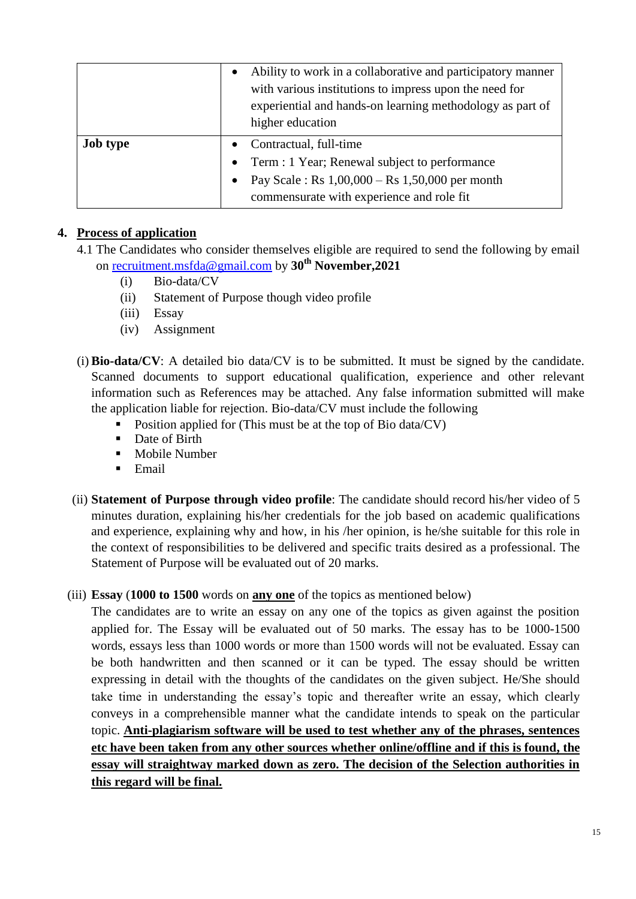| | |
|---|---|
| | • Ability to work in a collaborative and participatory manner with various institutions to impress upon the need for experiential and hands-on learning methodology as part of higher education |
| **Job type** | • Contractual, full-time<br>• Term : 1 Year; Renewal subject to performance<br>• Pay Scale : Rs 1,00,000 – Rs 1,50,000 per month commensurate with experience and role fit |

## 4. <u>Process of application</u>

4.1 The Candidates who consider themselves eligible are required to send the following by email on recruitment.msfda@gmail.com by **30th November,2021**

(i) Bio-data/CV
(ii) Statement of Purpose though video profile
(iii) Essay
(iv) Assignment

(i) **Bio-data/CV**: A detailed bio data/CV is to be submitted. It must be signed by the candidate. Scanned documents to support educational qualification, experience and other relevant information such as References may be attached. Any false information submitted will make the application liable for rejection. Bio-data/CV must include the following

- Position applied for (This must be at the top of Bio data/CV)
- Date of Birth
- Mobile Number
- Email

(ii) **Statement of Purpose through video profile**: The candidate should record his/her video of 5 minutes duration, explaining his/her credentials for the job based on academic qualifications and experience, explaining why and how, in his /her opinion, is he/she suitable for this role in the context of responsibilities to be delivered and specific traits desired as a professional. The Statement of Purpose will be evaluated out of 20 marks.

(iii) **Essay** (**1000 to 1500** words on **<u>any one</u>** of the topics as mentioned below)

The candidates are to write an essay on any one of the topics as given against the position applied for. The Essay will be evaluated out of 50 marks. The essay has to be 1000-1500 words, essays less than 1000 words or more than 1500 words will not be evaluated. Essay can be both handwritten and then scanned or it can be typed. The essay should be written expressing in detail with the thoughts of the candidates on the given subject. He/She should take time in understanding the essay's topic and thereafter write an essay, which clearly conveys in a comprehensible manner what the candidate intends to speak on the particular topic. **<u>Anti-plagiarism software will be used to test whether any of the phrases, sentences etc have been taken from any other sources whether online/offline and if this is found, the essay will straightway marked down as zero. The decision of the Selection authorities in this regard will be final.</u>**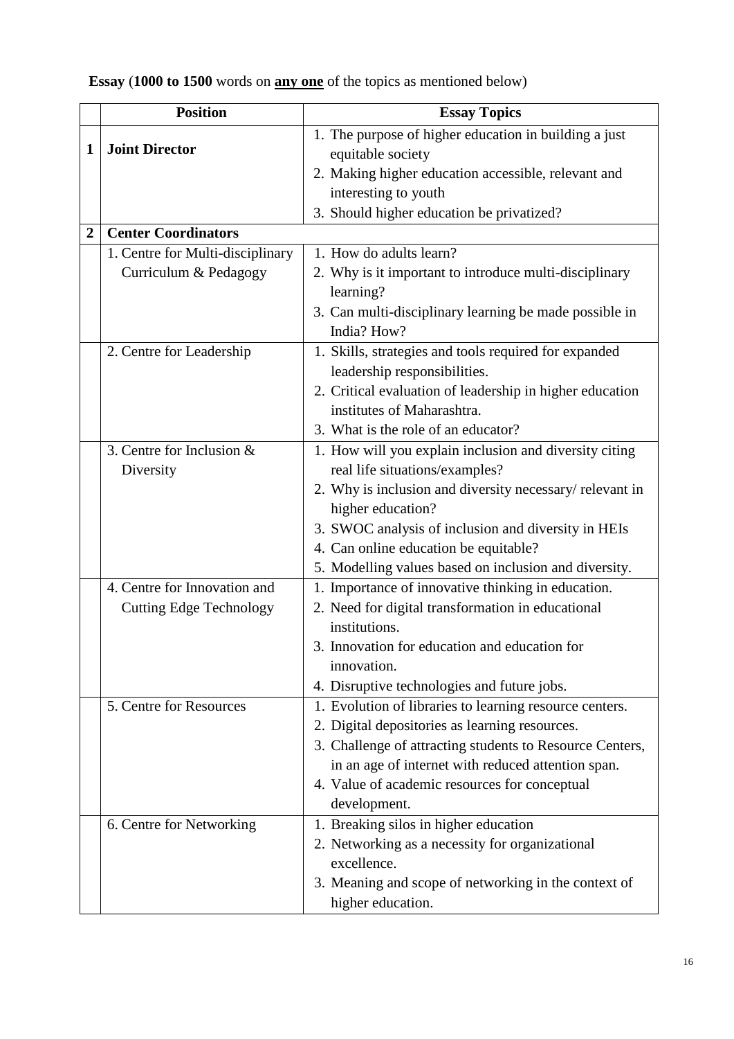**Essay** (**1000 to 1500** words on **any one** of the topics as mentioned below)

| | Position | Essay Topics |
|---|---|---|
| **1** | **Joint Director** | 1. The purpose of higher education in building a just equitable society<br>2. Making higher education accessible, relevant and interesting to youth<br>3. Should higher education be privatized? |
| **2** | **Center Coordinators** | |
| | 1. Centre for Multi-disciplinary Curriculum & Pedagogy | 1. How do adults learn?<br>2. Why is it important to introduce multi-disciplinary learning?<br>3. Can multi-disciplinary learning be made possible in India? How? |
| | 2. Centre for Leadership | 1. Skills, strategies and tools required for expanded leadership responsibilities.<br>2. Critical evaluation of leadership in higher education institutes of Maharashtra.<br>3. What is the role of an educator? |
| | 3. Centre for Inclusion & Diversity | 1. How will you explain inclusion and diversity citing real life situations/examples?<br>2. Why is inclusion and diversity necessary/ relevant in higher education?<br>3. SWOC analysis of inclusion and diversity in HEIs<br>4. Can online education be equitable?<br>5. Modelling values based on inclusion and diversity. |
| | 4. Centre for Innovation and Cutting Edge Technology | 1. Importance of innovative thinking in education.<br>2. Need for digital transformation in educational institutions.<br>3. Innovation for education and education for innovation.<br>4. Disruptive technologies and future jobs. |
| | 5. Centre for Resources | 1. Evolution of libraries to learning resource centers.<br>2. Digital depositories as learning resources.<br>3. Challenge of attracting students to Resource Centers, in an age of internet with reduced attention span.<br>4. Value of academic resources for conceptual development. |
| | 6. Centre for Networking | 1. Breaking silos in higher education<br>2. Networking as a necessity for organizational excellence.<br>3. Meaning and scope of networking in the context of higher education. |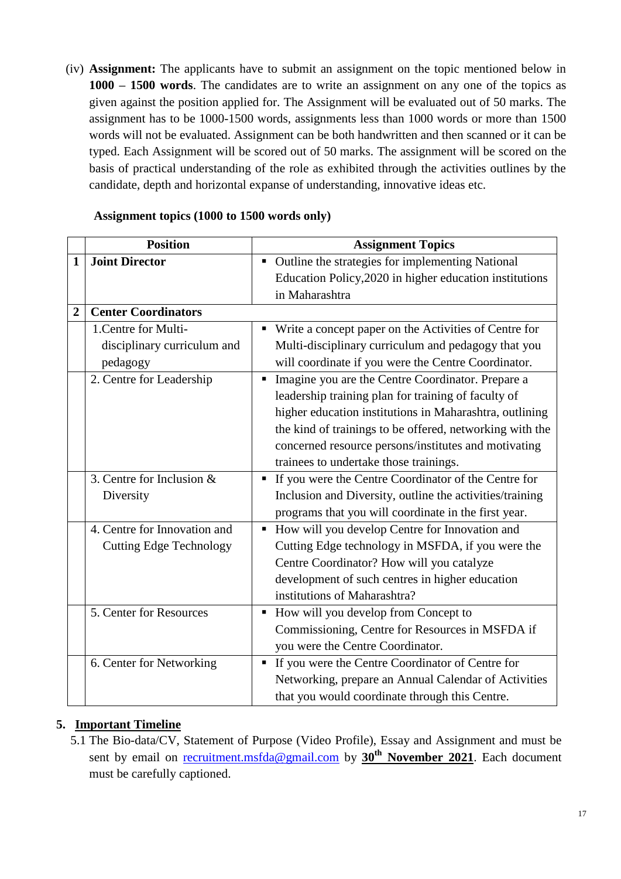(iv) **Assignment:** The applicants have to submit an assignment on the topic mentioned below in **1000 – 1500 words**. The candidates are to write an assignment on any one of the topics as given against the position applied for. The Assignment will be evaluated out of 50 marks. The assignment has to be 1000-1500 words, assignments less than 1000 words or more than 1500 words will not be evaluated. Assignment can be both handwritten and then scanned or it can be typed. Each Assignment will be scored out of 50 marks. The assignment will be scored on the basis of practical understanding of the role as exhibited through the activities outlines by the candidate, depth and horizontal expanse of understanding, innovative ideas etc.

**Assignment topics (1000 to 1500 words only)**

| | Position | Assignment Topics |
|---|---|---|
| **1** | **Joint Director** | ▪ Outline the strategies for implementing National Education Policy,2020 in higher education institutions in Maharashtra |
| **2** | **Center Coordinators** | |
| | 1.Centre for Multi-disciplinary curriculum and pedagogy | ▪ Write a concept paper on the Activities of Centre for Multi-disciplinary curriculum and pedagogy that you will coordinate if you were the Centre Coordinator. |
| | 2. Centre for Leadership | ▪ Imagine you are the Centre Coordinator. Prepare a leadership training plan for training of faculty of higher education institutions in Maharashtra, outlining the kind of trainings to be offered, networking with the concerned resource persons/institutes and motivating trainees to undertake those trainings. |
| | 3. Centre for Inclusion & Diversity | ▪ If you were the Centre Coordinator of the Centre for Inclusion and Diversity, outline the activities/training programs that you will coordinate in the first year. |
| | 4. Centre for Innovation and Cutting Edge Technology | ▪ How will you develop Centre for Innovation and Cutting Edge technology in MSFDA, if you were the Centre Coordinator? How will you catalyze development of such centres in higher education institutions of Maharashtra? |
| | 5. Center for Resources | ▪ How will you develop from Concept to Commissioning, Centre for Resources in MSFDA if you were the Centre Coordinator. |
| | 6. Center for Networking | ▪ If you were the Centre Coordinator of Centre for Networking, prepare an Annual Calendar of Activities that you would coordinate through this Centre. |

## 5. Important Timeline

5.1 The Bio-data/CV, Statement of Purpose (Video Profile), Essay and Assignment and must be sent by email on recruitment.msfda@gmail.com by **30th November 2021**. Each document must be carefully captioned.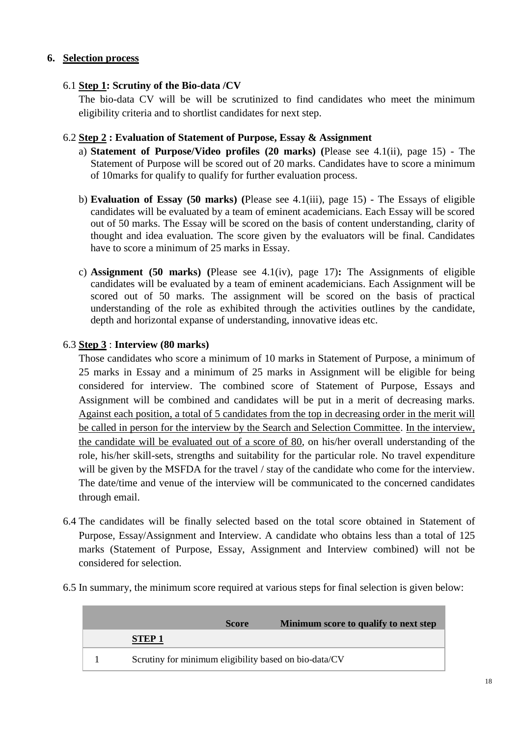## 6. Selection process

6.1 **Step 1: Scrutiny of the Bio-data /CV**

The bio-data CV will be will be scrutinized to find candidates who meet the minimum eligibility criteria and to shortlist candidates for next step.

6.2 **Step 2 : Evaluation of Statement of Purpose, Essay & Assignment**

a) **Statement of Purpose/Video profiles (20 marks) (**Please see 4.1(ii), page 15) - The Statement of Purpose will be scored out of 20 marks. Candidates have to score a minimum of 10marks for qualify to qualify for further evaluation process.

b) **Evaluation of Essay (50 marks) (**Please see 4.1(iii), page 15) - The Essays of eligible candidates will be evaluated by a team of eminent academicians. Each Essay will be scored out of 50 marks. The Essay will be scored on the basis of content understanding, clarity of thought and idea evaluation. The score given by the evaluators will be final. Candidates have to score a minimum of 25 marks in Essay.

c) **Assignment (50 marks) (**Please see 4.1(iv), page 17)**:** The Assignments of eligible candidates will be evaluated by a team of eminent academicians. Each Assignment will be scored out of 50 marks. The assignment will be scored on the basis of practical understanding of the role as exhibited through the activities outlines by the candidate, depth and horizontal expanse of understanding, innovative ideas etc.

6.3 **Step 3** : **Interview (80 marks)**

Those candidates who score a minimum of 10 marks in Statement of Purpose, a minimum of 25 marks in Essay and a minimum of 25 marks in Assignment will be eligible for being considered for interview. The combined score of Statement of Purpose, Essays and Assignment will be combined and candidates will be put in a merit of decreasing marks. Against each position, a total of 5 candidates from the top in decreasing order in the merit will be called in person for the interview by the Search and Selection Committee. In the interview, the candidate will be evaluated out of a score of 80, on his/her overall understanding of the role, his/her skill-sets, strengths and suitability for the particular role. No travel expenditure will be given by the MSFDA for the travel / stay of the candidate who come for the interview. The date/time and venue of the interview will be communicated to the concerned candidates through email.

6.4 The candidates will be finally selected based on the total score obtained in Statement of Purpose, Essay/Assignment and Interview. A candidate who obtains less than a total of 125 marks (Statement of Purpose, Essay, Assignment and Interview combined) will not be considered for selection.

6.5 In summary, the minimum score required at various steps for final selection is given below:

| | | Score | Minimum score to qualify to next step |
|---|---|---|---|
| | **STEP 1** | | |
| 1 | Scrutiny for minimum eligibility based on bio-data/CV | | |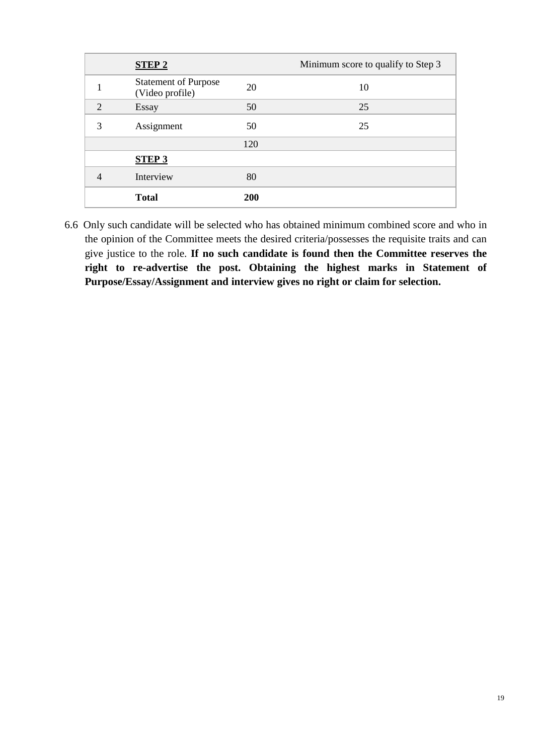| | **STEP 2** | | Minimum score to qualify to Step 3 |
|---|---|---|---|
| 1 | Statement of Purpose (Video profile) | 20 | 10 |
| 2 | Essay | 50 | 25 |
| 3 | Assignment | 50 | 25 |
| | | 120 | |
| | **STEP 3** | | |
| 4 | Interview | 80 | |
| | **Total** | **200** | |

6.6 Only such candidate will be selected who has obtained minimum combined score and who in the opinion of the Committee meets the desired criteria/possesses the requisite traits and can give justice to the role. **If no such candidate is found then the Committee reserves the right to re-advertise the post. Obtaining the highest marks in Statement of Purpose/Essay/Assignment and interview gives no right or claim for selection.**